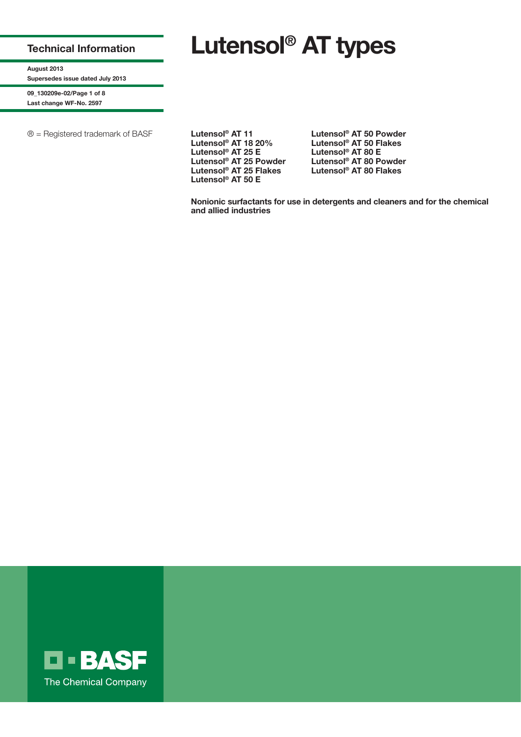Technical Information

**August 2013**
**Supersedes issue dated July 2013**

**09_130209e-02/Page 1 of 8**
**Last change WF-No. 2597**

® = Registered trademark of BASF

# Lutensol® AT types

**Lutensol® AT 11**
**Lutensol® AT 18 20%**
**Lutensol® AT 25 E**
**Lutensol® AT 25 Powder**
**Lutensol® AT 25 Flakes**
**Lutensol® AT 50 E**
**Lutensol® AT 50 Powder**
**Lutensol® AT 50 Flakes**
**Lutensol® AT 80 E**
**Lutensol® AT 80 Powder**
**Lutensol® AT 80 Flakes**

**Nonionic surfactants for use in detergents and cleaners and for the chemical and allied industries**

BASF
The Chemical Company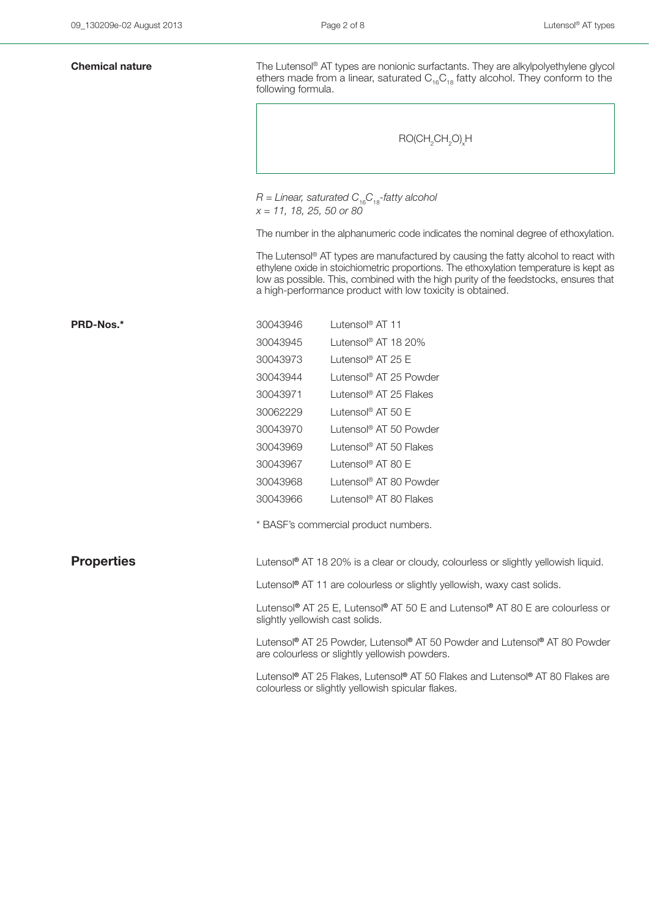## Chemical nature

The Lutensol® AT types are nonionic surfactants. They are alkylpolyethylene glycol ethers made from a linear, saturated $C_{16}C_{18}$ fatty alcohol. They conform to the following formula.

$$RO(CH_2CH_2O)_xH$$

*R = Linear, saturated $C_{16}C_{18}$-fatty alcohol*
*x = 11, 18, 25, 50 or 80*

The number in the alphanumeric code indicates the nominal degree of ethoxylation.

The Lutensol® AT types are manufactured by causing the fatty alcohol to react with ethylene oxide in stoichiometric proportions. The ethoxylation temperature is kept as low as possible. This, combined with the high purity of the feedstocks, ensures that a high-performance product with low toxicity is obtained.

## PRD-Nos.*

| | |
|---|---|
| 30043946 | Lutensol® AT 11 |
| 30043945 | Lutensol® AT 18 20% |
| 30043973 | Lutensol® AT 25 E |
| 30043944 | Lutensol® AT 25 Powder |
| 30043971 | Lutensol® AT 25 Flakes |
| 30062229 | Lutensol® AT 50 E |
| 30043970 | Lutensol® AT 50 Powder |
| 30043969 | Lutensol® AT 50 Flakes |
| 30043967 | Lutensol® AT 80 E |
| 30043968 | Lutensol® AT 80 Powder |
| 30043966 | Lutensol® AT 80 Flakes |

* BASF's commercial product numbers.

## Properties

Lutensol® AT 18 20% is a clear or cloudy, colourless or slightly yellowish liquid.

Lutensol® AT 11 are colourless or slightly yellowish, waxy cast solids.

Lutensol® AT 25 E, Lutensol® AT 50 E and Lutensol® AT 80 E are colourless or slightly yellowish cast solids.

Lutensol® AT 25 Powder, Lutensol® AT 50 Powder and Lutensol® AT 80 Powder are colourless or slightly yellowish powders.

Lutensol® AT 25 Flakes, Lutensol® AT 50 Flakes and Lutensol® AT 80 Flakes are colourless or slightly yellowish spicular flakes.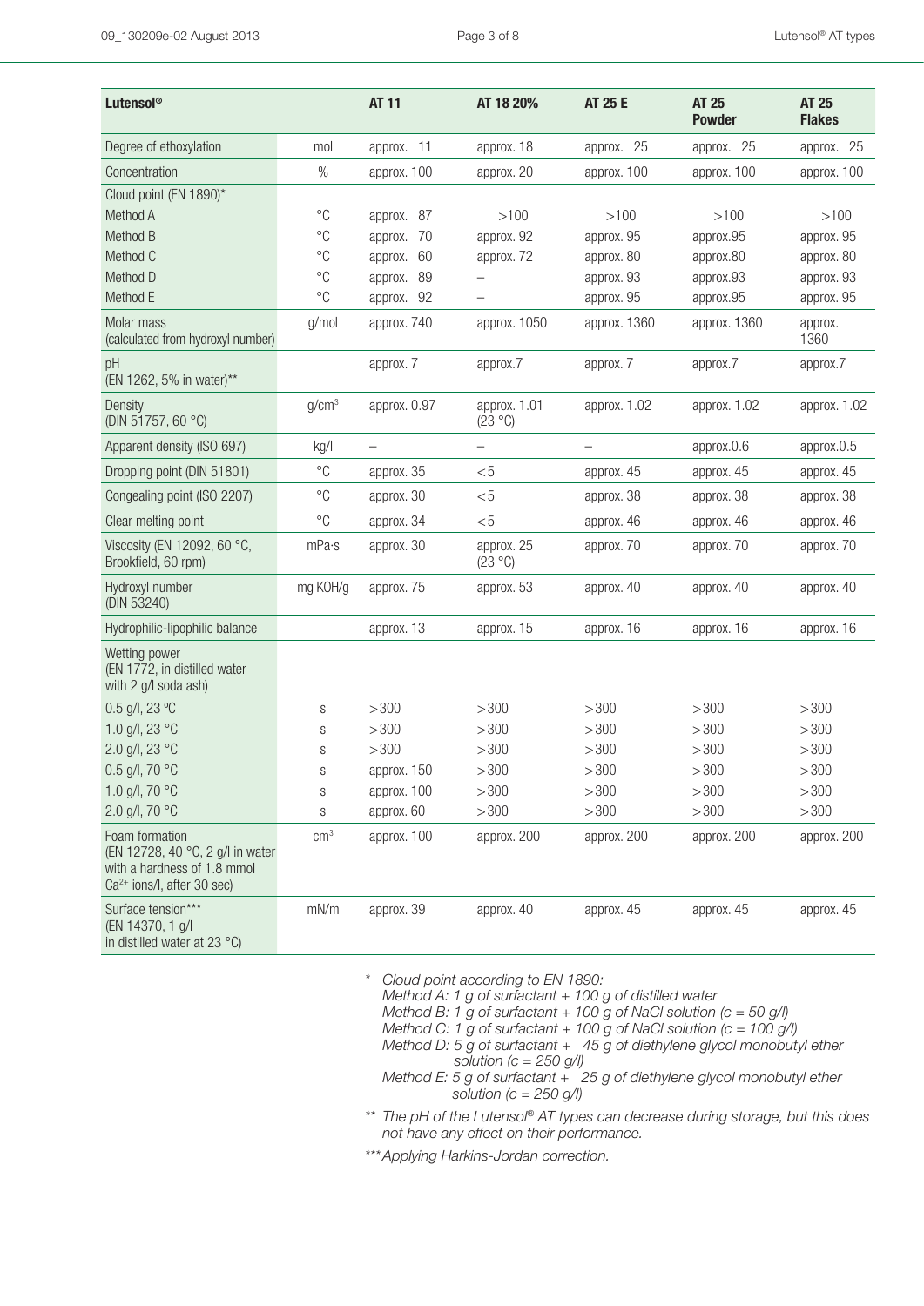| Lutensol® | | AT 11 | AT 18 20% | AT 25 E | AT 25 Powder | AT 25 Flakes |
|---|---|---|---|---|---|---|
| Degree of ethoxylation | mol | approx. 11 | approx. 18 | approx. 25 | approx. 25 | approx. 25 |
| Concentration | % | approx. 100 | approx. 20 | approx. 100 | approx. 100 | approx. 100 |
| Cloud point (EN 1890)* | | | | | | |
| Method A | °C | approx. 87 | >100 | >100 | >100 | >100 |
| Method B | °C | approx. 70 | approx. 92 | approx. 95 | approx.95 | approx. 95 |
| Method C | °C | approx. 60 | approx. 72 | approx. 80 | approx.80 | approx. 80 |
| Method D | °C | approx. 89 | – | approx. 93 | approx.93 | approx. 93 |
| Method E | °C | approx. 92 | – | approx. 95 | approx.95 | approx. 95 |
| Molar mass (calculated from hydroxyl number) | g/mol | approx. 740 | approx. 1050 | approx. 1360 | approx. 1360 | approx. 1360 |
| pH (EN 1262, 5% in water)** | | approx. 7 | approx.7 | approx. 7 | approx.7 | approx.7 |
| Density (DIN 51757, 60 °C) | g/cm³ | approx. 0.97 | approx. 1.01 (23 °C) | approx. 1.02 | approx. 1.02 | approx. 1.02 |
| Apparent density (ISO 697) | kg/l | – | – | – | approx.0.6 | approx.0.5 |
| Dropping point (DIN 51801) | °C | approx. 35 | <5 | approx. 45 | approx. 45 | approx. 45 |
| Congealing point (ISO 2207) | °C | approx. 30 | <5 | approx. 38 | approx. 38 | approx. 38 |
| Clear melting point | °C | approx. 34 | <5 | approx. 46 | approx. 46 | approx. 46 |
| Viscosity (EN 12092, 60 °C, Brookfield, 60 rpm) | mPa·s | approx. 30 | approx. 25 (23 °C) | approx. 70 | approx. 70 | approx. 70 |
| Hydroxyl number (DIN 53240) | mg KOH/g | approx. 75 | approx. 53 | approx. 40 | approx. 40 | approx. 40 |
| Hydrophilic-lipophilic balance | | approx. 13 | approx. 15 | approx. 16 | approx. 16 | approx. 16 |
| Wetting power (EN 1772, in distilled water with 2 g/l soda ash) | | | | | | |
| 0.5 g/l, 23 °C | s | >300 | >300 | >300 | >300 | >300 |
| 1.0 g/l, 23 °C | s | >300 | >300 | >300 | >300 | >300 |
| 2.0 g/l, 23 °C | s | >300 | >300 | >300 | >300 | >300 |
| 0.5 g/l, 70 °C | s | approx. 150 | >300 | >300 | >300 | >300 |
| 1.0 g/l, 70 °C | s | approx. 100 | >300 | >300 | >300 | >300 |
| 2.0 g/l, 70 °C | s | approx. 60 | >300 | >300 | >300 | >300 |
| Foam formation (EN 12728, 40 °C, 2 g/l in water with a hardness of 1.8 mmol $Ca^{2+}$ ions/l, after 30 sec) | cm³ | approx. 100 | approx. 200 | approx. 200 | approx. 200 | approx. 200 |
| Surface tension*** (EN 14370, 1 g/l in distilled water at 23 °C) | mN/m | approx. 39 | approx. 40 | approx. 45 | approx. 45 | approx. 45 |

\* *Cloud point according to EN 1890:*
*Method A: 1 g of surfactant + 100 g of distilled water*
*Method B: 1 g of surfactant + 100 g of NaCl solution (c = 50 g/l)*
*Method C: 1 g of surfactant + 100 g of NaCl solution (c = 100 g/l)*
*Method D: 5 g of surfactant + 45 g of diethylene glycol monobutyl ether solution (c = 250 g/l)*
*Method E: 5 g of surfactant + 25 g of diethylene glycol monobutyl ether solution (c = 250 g/l)*

\*\* *The pH of the Lutensol® AT types can decrease during storage, but this does not have any effect on their performance.*

\*\*\* *Applying Harkins-Jordan correction.*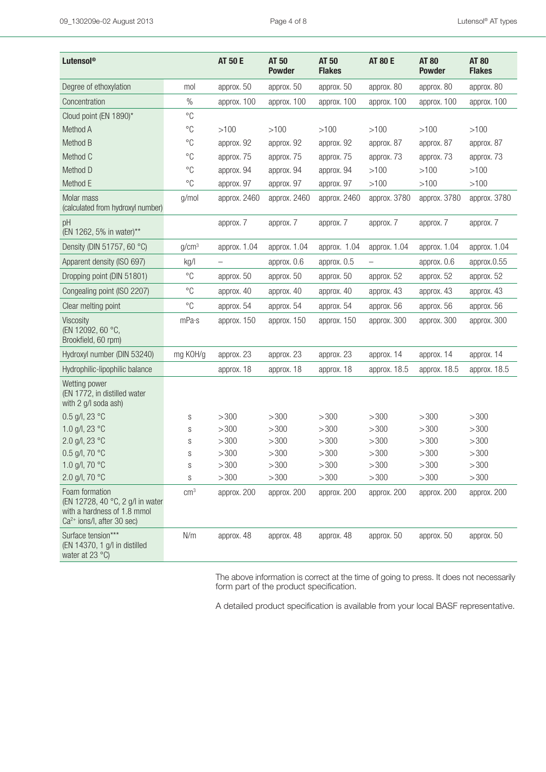| Lutensol® | | AT 50 E | AT 50 Powder | AT 50 Flakes | AT 80 E | AT 80 Powder | AT 80 Flakes |
|---|---|---|---|---|---|---|---|
| Degree of ethoxylation | mol | approx. 50 | approx. 50 | approx. 50 | approx. 80 | approx. 80 | approx. 80 |
| Concentration | % | approx. 100 | approx. 100 | approx. 100 | approx. 100 | approx. 100 | approx. 100 |
| Cloud point (EN 1890)* | °C | | | | | | |
| Method A | °C | >100 | >100 | >100 | >100 | >100 | >100 |
| Method B | °C | approx. 92 | approx. 92 | approx. 92 | approx. 87 | approx. 87 | approx. 87 |
| Method C | °C | approx. 75 | approx. 75 | approx. 75 | approx. 73 | approx. 73 | approx. 73 |
| Method D | °C | approx. 94 | approx. 94 | approx. 94 | >100 | >100 | >100 |
| Method E | °C | approx. 97 | approx. 97 | approx. 97 | >100 | >100 | >100 |
| Molar mass (calculated from hydroxyl number) | g/mol | approx. 2460 | approx. 2460 | approx. 2460 | approx. 3780 | approx. 3780 | approx. 3780 |
| pH (EN 1262, 5% in water)** | | approx. 7 | approx. 7 | approx. 7 | approx. 7 | approx. 7 | approx. 7 |
| Density (DIN 51757, 60 °C) | g/cm³ | approx. 1.04 | approx. 1.04 | approx. 1.04 | approx. 1.04 | approx. 1.04 | approx. 1.04 |
| Apparent density (ISO 697) | kg/l | – | approx. 0.6 | approx. 0.5 | – | approx. 0.6 | approx.0.55 |
| Dropping point (DIN 51801) | °C | approx. 50 | approx. 50 | approx. 50 | approx. 52 | approx. 52 | approx. 52 |
| Congealing point (ISO 2207) | °C | approx. 40 | approx. 40 | approx. 40 | approx. 43 | approx. 43 | approx. 43 |
| Clear melting point | °C | approx. 54 | approx. 54 | approx. 54 | approx. 56 | approx. 56 | approx. 56 |
| Viscosity (EN 12092, 60 °C, Brookfield, 60 rpm) | mPa·s | approx. 150 | approx. 150 | approx. 150 | approx. 300 | approx. 300 | approx. 300 |
| Hydroxyl number (DIN 53240) | mg KOH/g | approx. 23 | approx. 23 | approx. 23 | approx. 14 | approx. 14 | approx. 14 |
| Hydrophilic-lipophilic balance | | approx. 18 | approx. 18 | approx. 18 | approx. 18.5 | approx. 18.5 | approx. 18.5 |
| Wetting power (EN 1772, in distilled water with 2 g/l soda ash) | | | | | | | |
| 0.5 g/l, 23 °C | s | >300 | >300 | >300 | >300 | >300 | >300 |
| 1.0 g/l, 23 °C | s | >300 | >300 | >300 | >300 | >300 | >300 |
| 2.0 g/l, 23 °C | s | >300 | >300 | >300 | >300 | >300 | >300 |
| 0.5 g/l, 70 °C | s | >300 | >300 | >300 | >300 | >300 | >300 |
| 1.0 g/l, 70 °C | s | >300 | >300 | >300 | >300 | >300 | >300 |
| 2.0 g/l, 70 °C | s | >300 | >300 | >300 | >300 | >300 | >300 |
| Foam formation (EN 12728, 40 °C, 2 g/l in water with a hardness of 1.8 mmol $Ca^{2+}$ ions/l, after 30 sec) | cm³ | approx. 200 | approx. 200 | approx. 200 | approx. 200 | approx. 200 | approx. 200 |
| Surface tension*** (EN 14370, 1 g/l in distilled water at 23 °C) | N/m | approx. 48 | approx. 48 | approx. 48 | approx. 50 | approx. 50 | approx. 50 |

The above information is correct at the time of going to press. It does not necessarily form part of the product specification.

A detailed product specification is available from your local BASF representative.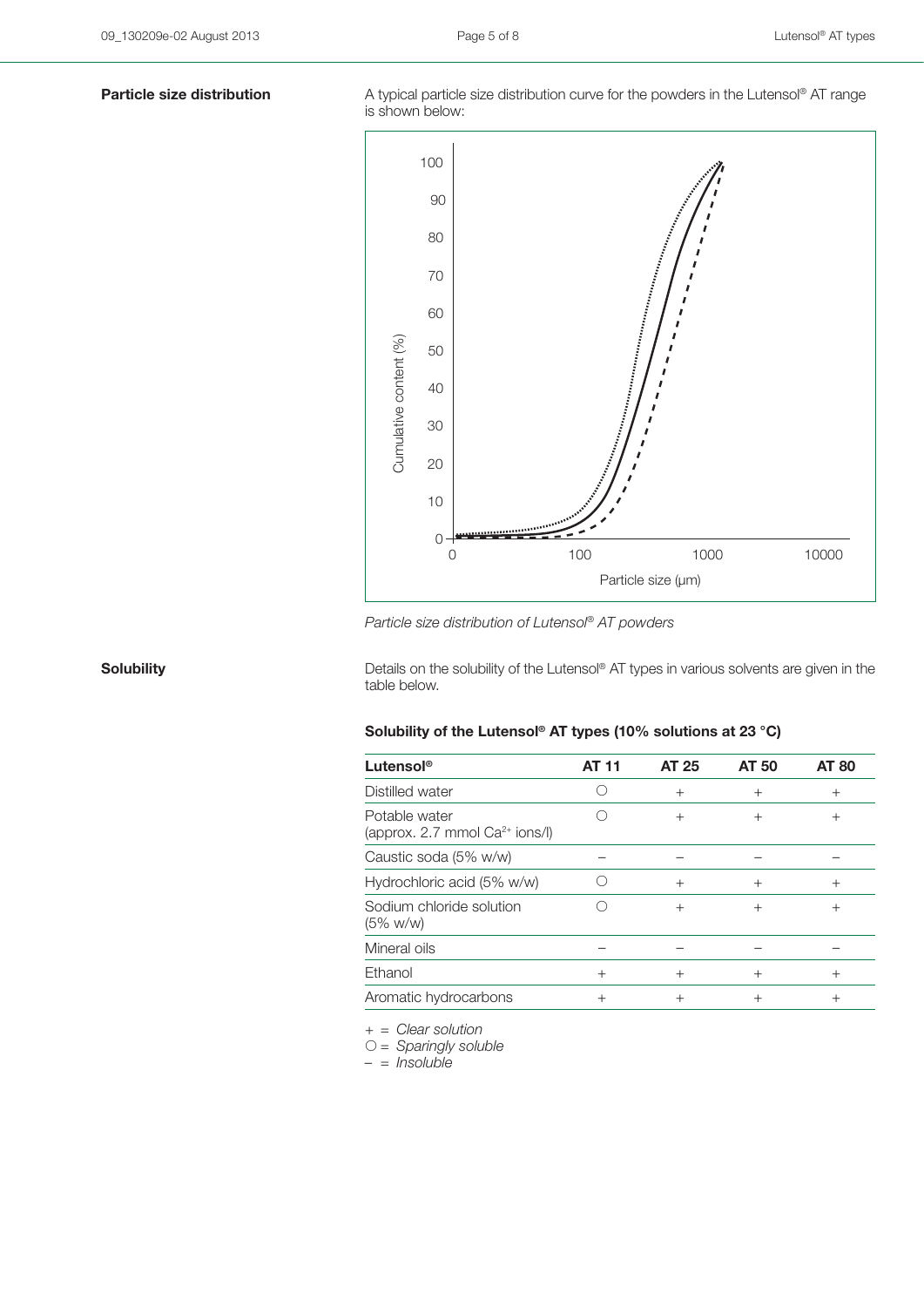## Particle size distribution

A typical particle size distribution curve for the powders in the Lutensol® AT range is shown below:

*Particle size distribution of Lutensol® AT powders*

## Solubility

Details on the solubility of the Lutensol® AT types in various solvents are given in the table below.

**Solubility of the Lutensol® AT types (10% solutions at 23 °C)**

| Lutensol® | AT 11 | AT 25 | AT 50 | AT 80 |
|---|---|---|---|---|
| Distilled water | ○ | + | + | + |
| Potable water (approx. 2.7 mmol $Ca^{2+}$ ions/l) | ○ | + | + | + |
| Caustic soda (5% w/w) | – | – | – | – |
| Hydrochloric acid (5% w/w) | ○ | + | + | + |
| Sodium chloride solution (5% w/w) | ○ | + | + | + |
| Mineral oils | – | – | – | – |
| Ethanol | + | + | + | + |
| Aromatic hydrocarbons | + | + | + | + |

\+ = *Clear solution*
○ = *Sparingly soluble*
– = *Insoluble*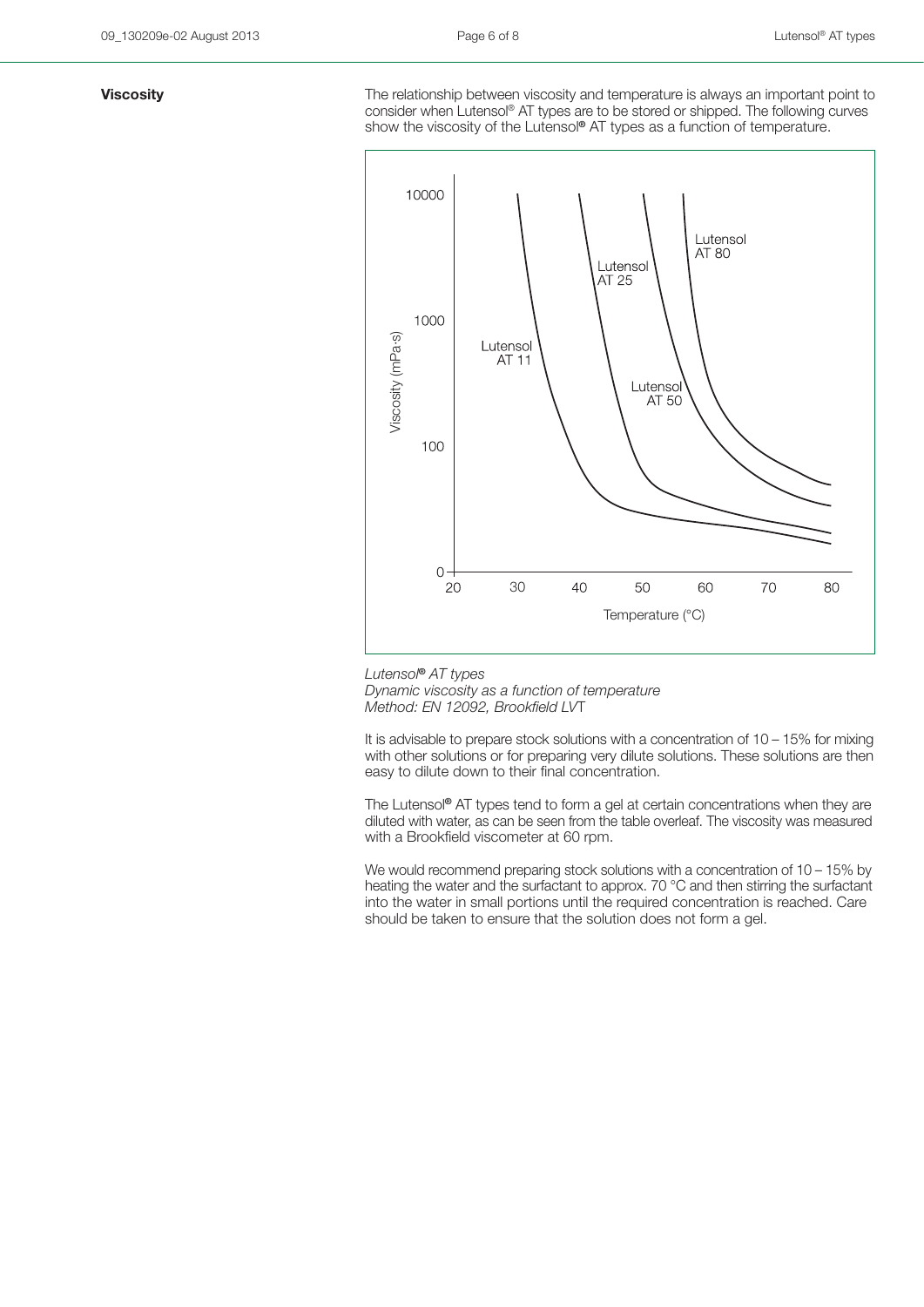## Viscosity

The relationship between viscosity and temperature is always an important point to consider when Lutensol® AT types are to be stored or shipped. The following curves show the viscosity of the Lutensol® AT types as a function of temperature.

*Lutensol® AT types*
*Dynamic viscosity as a function of temperature*
*Method: EN 12092, Brookfield LVT*

It is advisable to prepare stock solutions with a concentration of 10 – 15% for mixing with other solutions or for preparing very dilute solutions. These solutions are then easy to dilute down to their final concentration.

The Lutensol® AT types tend to form a gel at certain concentrations when they are diluted with water, as can be seen from the table overleaf. The viscosity was measured with a Brookfield viscometer at 60 rpm.

We would recommend preparing stock solutions with a concentration of 10 – 15% by heating the water and the surfactant to approx. 70 °C and then stirring the surfactant into the water in small portions until the required concentration is reached. Care should be taken to ensure that the solution does not form a gel.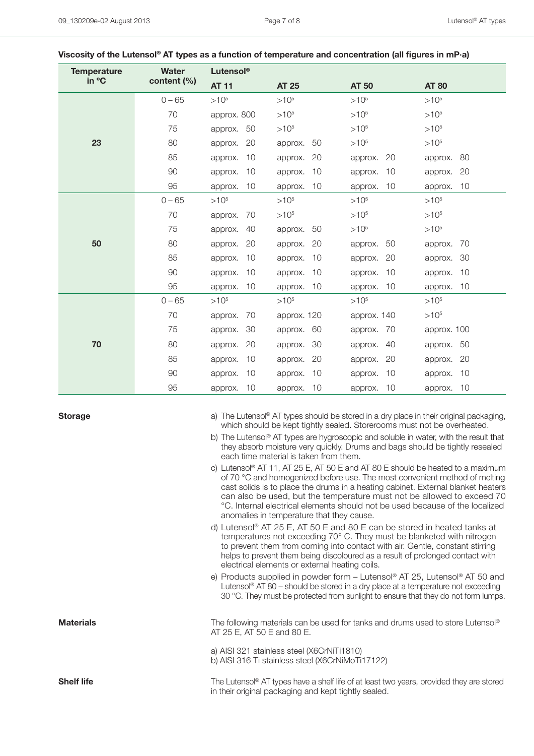**Viscosity of the Lutensol® AT types as a function of temperature and concentration (all figures in mP·a)**

| Temperature in °C | Water content (%) | Lutensol® AT 11 | AT 25 | AT 50 | AT 80 |
|---|---|---|---|---|---|
| 23 | 0 – 65 | $>10^5$ | $>10^5$ | $>10^5$ | $>10^5$ |
| | 70 | approx. 800 | $>10^5$ | $>10^5$ | $>10^5$ |
| | 75 | approx. 50 | $>10^5$ | $>10^5$ | $>10^5$ |
| | 80 | approx. 20 | approx. 50 | $>10^5$ | $>10^5$ |
| | 85 | approx. 10 | approx. 20 | approx. 20 | approx. 80 |
| | 90 | approx. 10 | approx. 10 | approx. 10 | approx. 20 |
| | 95 | approx. 10 | approx. 10 | approx. 10 | approx. 10 |
| 50 | 0 – 65 | $>10^5$ | $>10^5$ | $>10^5$ | $>10^5$ |
| | 70 | approx. 70 | $>10^5$ | $>10^5$ | $>10^5$ |
| | 75 | approx. 40 | approx. 50 | $>10^5$ | $>10^5$ |
| | 80 | approx. 20 | approx. 20 | approx. 50 | approx. 70 |
| | 85 | approx. 10 | approx. 10 | approx. 20 | approx. 30 |
| | 90 | approx. 10 | approx. 10 | approx. 10 | approx. 10 |
| | 95 | approx. 10 | approx. 10 | approx. 10 | approx. 10 |
| 70 | 0 – 65 | $>10^5$ | $>10^5$ | $>10^5$ | $>10^5$ |
| | 70 | approx. 70 | approx. 120 | approx. 140 | $>10^5$ |
| | 75 | approx. 30 | approx. 60 | approx. 70 | approx. 100 |
| | 80 | approx. 20 | approx. 30 | approx. 40 | approx. 50 |
| | 85 | approx. 10 | approx. 20 | approx. 20 | approx. 20 |
| | 90 | approx. 10 | approx. 10 | approx. 10 | approx. 10 |
| | 95 | approx. 10 | approx. 10 | approx. 10 | approx. 10 |

**Storage**

a) The Lutensol® AT types should be stored in a dry place in their original packaging, which should be kept tightly sealed. Storerooms must not be overheated.

b) The Lutensol® AT types are hygroscopic and soluble in water, with the result that they absorb moisture very quickly. Drums and bags should be tightly resealed each time material is taken from them.

c) Lutensol® AT 11, AT 25 E, AT 50 E and AT 80 E should be heated to a maximum of 70 °C and homogenized before use. The most convenient method of melting cast solids is to place the drums in a heating cabinet. External blanket heaters can also be used, but the temperature must not be allowed to exceed 70 °C. Internal electrical elements should not be used because of the localized anomalies in temperature that they cause.

d) Lutensol® AT 25 E, AT 50 E and 80 E can be stored in heated tanks at temperatures not exceeding 70° C. They must be blanketed with nitrogen to prevent them from coming into contact with air. Gentle, constant stirring helps to prevent them being discoloured as a result of prolonged contact with electrical elements or external heating coils.

e) Products supplied in powder form – Lutensol® AT 25, Lutensol® AT 50 and Lutensol® AT 80 – should be stored in a dry place at a temperature not exceeding 30 °C. They must be protected from sunlight to ensure that they do not form lumps.

**Materials**

The following materials can be used for tanks and drums used to store Lutensol® AT 25 E, AT 50 E and 80 E.

a) AISI 321 stainless steel (X6CrNiTi1810)
b) AISI 316 Ti stainless steel (X6CrNiMoTi17122)

**Shelf life**

The Lutensol® AT types have a shelf life of at least two years, provided they are stored in their original packaging and kept tightly sealed.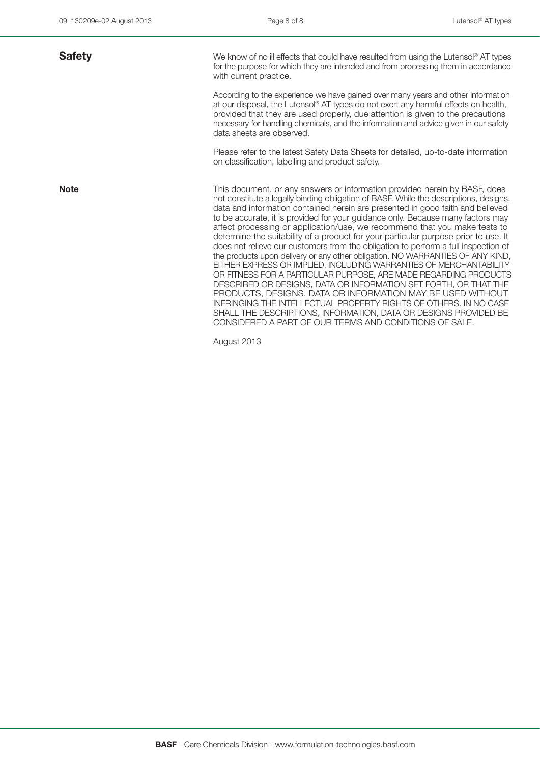## Safety

We know of no ill effects that could have resulted from using the Lutensol® AT types for the purpose for which they are intended and from processing them in accordance with current practice.

According to the experience we have gained over many years and other information at our disposal, the Lutensol® AT types do not exert any harmful effects on health, provided that they are used properly, due attention is given to the precautions necessary for handling chemicals, and the information and advice given in our safety data sheets are observed.

Please refer to the latest Safety Data Sheets for detailed, up-to-date information on classification, labelling and product safety.

## Note

This document, or any answers or information provided herein by BASF, does not constitute a legally binding obligation of BASF. While the descriptions, designs, data and information contained herein are presented in good faith and believed to be accurate, it is provided for your guidance only. Because many factors may affect processing or application/use, we recommend that you make tests to determine the suitability of a product for your particular purpose prior to use. It does not relieve our customers from the obligation to perform a full inspection of the products upon delivery or any other obligation. NO WARRANTIES OF ANY KIND, EITHER EXPRESS OR IMPLIED, INCLUDING WARRANTIES OF MERCHANTABILITY OR FITNESS FOR A PARTICULAR PURPOSE, ARE MADE REGARDING PRODUCTS DESCRIBED OR DESIGNS, DATA OR INFORMATION SET FORTH, OR THAT THE PRODUCTS, DESIGNS, DATA OR INFORMATION MAY BE USED WITHOUT INFRINGING THE INTELLECTUAL PROPERTY RIGHTS OF OTHERS. IN NO CASE SHALL THE DESCRIPTIONS, INFORMATION, DATA OR DESIGNS PROVIDED BE CONSIDERED A PART OF OUR TERMS AND CONDITIONS OF SALE.

August 2013

**BASF** - Care Chemicals Division - www.formulation-technologies.basf.com